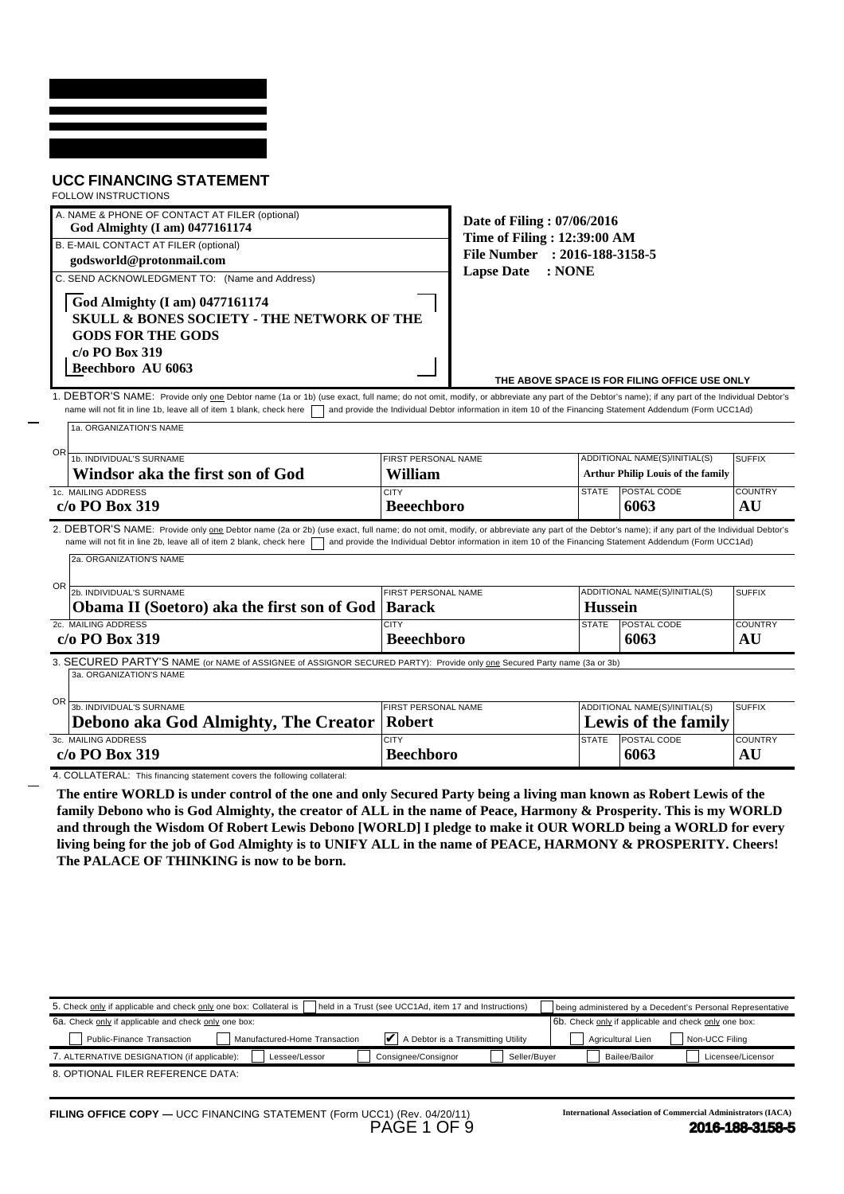## UCC FINANCING STATEMENT

FOLLOW INSTRUCTIONS

A. NAME & PHONE OF CONTACT AT FILER (optional)
**God Almighty (I am) 0477161174**

B. E-MAIL CONTACT AT FILER (optional)
**godsworld@protonmail.com**

C. SEND ACKNOWLEDGMENT TO: (Name and Address)

**God Almighty (I am) 0477161174**
**SKULL & BONES SOCIETY - THE NETWORK OF THE GODS FOR THE GODS**
**c/o PO Box 319**
**Beechboro AU 6063**

**Date of Filing : 07/06/2016**
**Time of Filing : 12:39:00 AM**
**File Number : 2016-188-3158-5**
**Lapse Date : NONE**

THE ABOVE SPACE IS FOR FILING OFFICE USE ONLY

1. DEBTOR'S NAME: Provide only one Debtor name (1a or 1b) (use exact, full name; do not omit, modify, or abbreviate any part of the Debtor's name); if any part of the Individual Debtor's name will not fit in line 1b, leave all of item 1 blank, check here ☐ and provide the Individual Debtor information in item 10 of the Financing Statement Addendum (Form UCC1Ad)

| 1a. ORGANIZATION'S NAME | | | | | |
|---|---|---|---|---|---|
| | | | | | |
| **OR** 1b. INDIVIDUAL'S SURNAME | FIRST PERSONAL NAME | | ADDITIONAL NAME(S)/INITIAL(S) | | SUFFIX |
| **Windsor aka the first son of God** | **William** | | **Arthur Philip Louis of the family** | | |
| 1c. MAILING ADDRESS | CITY | STATE | POSTAL CODE | | COUNTRY |
| **c/o PO Box 319** | **Beeechboro** | | **6063** | | **AU** |

2. DEBTOR'S NAME: Provide only one Debtor name (2a or 2b) (use exact, full name; do not omit, modify, or abbreviate any part of the Debtor's name); if any part of the Individual Debtor's name will not fit in line 2b, leave all of item 2 blank, check here ☐ and provide the Individual Debtor information in item 10 of the Financing Statement Addendum (Form UCC1Ad)

| 2a. ORGANIZATION'S NAME | | | | | |
|---|---|---|---|---|---|
| | | | | | |
| **OR** 2b. INDIVIDUAL'S SURNAME | FIRST PERSONAL NAME | | ADDITIONAL NAME(S)/INITIAL(S) | | SUFFIX |
| **Obama II (Soetoro) aka the first son of God** | **Barack** | | **Hussein** | | |
| 2c. MAILING ADDRESS | CITY | STATE | POSTAL CODE | | COUNTRY |
| **c/o PO Box 319** | **Beeechboro** | | **6063** | | **AU** |

3. SECURED PARTY'S NAME (or NAME of ASSIGNEE of ASSIGNOR SECURED PARTY): Provide only one Secured Party name (3a or 3b)

| 3a. ORGANIZATION'S NAME | | | | | |
|---|---|---|---|---|---|
| | | | | | |
| **OR** 3b. INDIVIDUAL'S SURNAME | FIRST PERSONAL NAME | | ADDITIONAL NAME(S)/INITIAL(S) | | SUFFIX |
| **Debono aka God Almighty, The Creator** | **Robert** | | **Lewis of the family** | | |
| 3c. MAILING ADDRESS | CITY | STATE | POSTAL CODE | | COUNTRY |
| **c/o PO Box 319** | **Beechboro** | | **6063** | | **AU** |

4. COLLATERAL: This financing statement covers the following collateral:

**The entire WORLD is under control of the one and only Secured Party being a living man known as Robert Lewis of the family Debono who is God Almighty, the creator of ALL in the name of Peace, Harmony & Prosperity. This is my WORLD and through the Wisdom Of Robert Lewis Debono [WORLD] I pledge to make it OUR WORLD being a WORLD for every living being for the job of God Almighty is to UNIFY ALL in the name of PEACE, HARMONY & PROSPERITY. Cheers! The PALACE OF THINKING is now to be born.**

5. Check only if applicable and check only one box: Collateral is ☐ held in a Trust (see UCC1Ad, item 17 and Instructions) ☐ being administered by a Decedent's Personal Representative

6a. Check only if applicable and check only one box: ☐ Public-Finance Transaction ☐ Manufactured-Home Transaction ☑ A Debtor is a Transmitting Utility

6b. Check only if applicable and check only one box: ☐ Agricultural Lien ☐ Non-UCC Filing

7. ALTERNATIVE DESIGNATION (if applicable): ☐ Lessee/Lessor ☐ Consignee/Consignor ☐ Seller/Buyer ☐ Bailee/Bailor ☐ Licensee/Licensor

8. OPTIONAL FILER REFERENCE DATA:

FILING OFFICE COPY — UCC FINANCING STATEMENT (Form UCC1) (Rev. 04/20/11)

International Association of Commercial Administrators (IACA)

2016-188-3158-5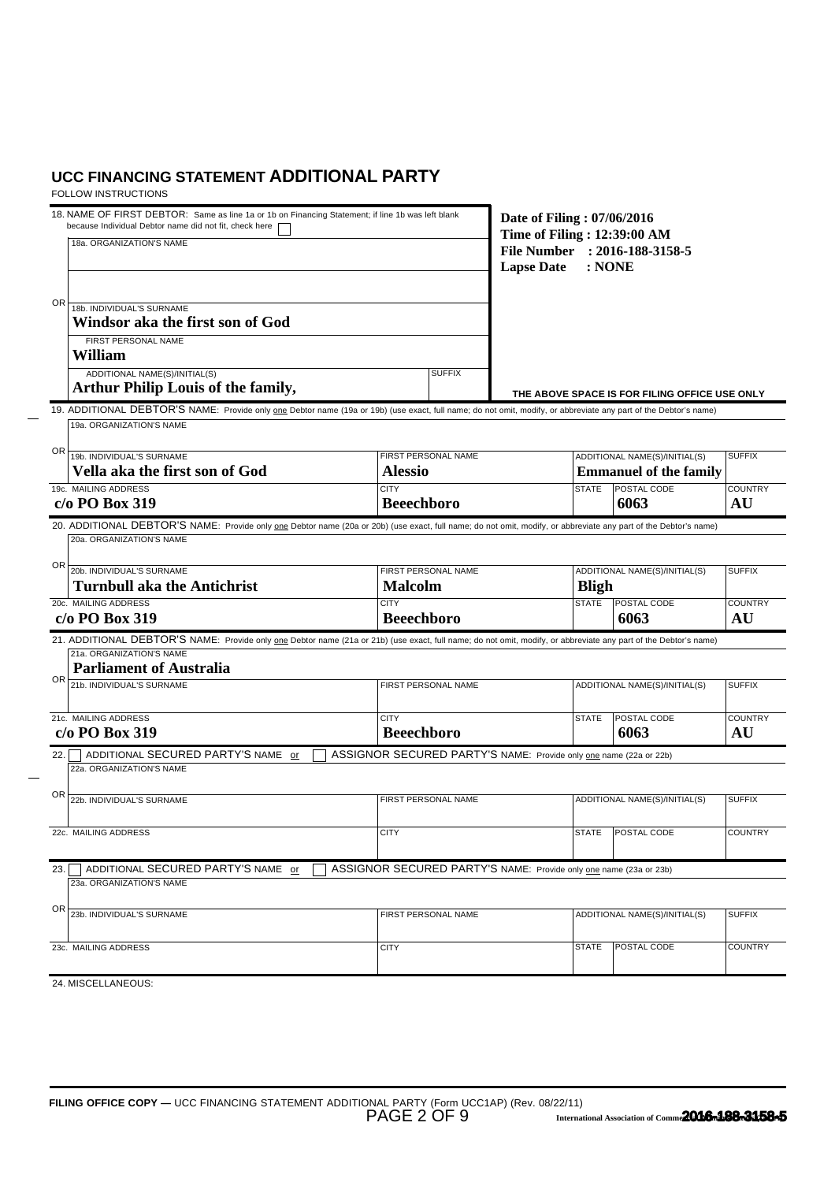## UCC FINANCING STATEMENT ADDITIONAL PARTY

FOLLOW INSTRUCTIONS

**18. NAME OF FIRST DEBTOR:** Same as line 1a or 1b on Financing Statement; if line 1b was left blank because Individual Debtor name did not fit, check here ☐

18a. ORGANIZATION'S NAME

OR

| 18b. INDIVIDUAL'S SURNAME | FIRST PERSONAL NAME | ADDITIONAL NAME(S)/INITIAL(S) | SUFFIX |
|---|---|---|---|
| Windsor aka the first son of God | William | Arthur Philip Louis of the family, | |

**Date of Filing : 07/06/2016**
**Time of Filing : 12:39:00 AM**
**File Number : 2016-188-3158-5**
**Lapse Date : NONE**

THE ABOVE SPACE IS FOR FILING OFFICE USE ONLY

**19. ADDITIONAL DEBTOR'S NAME:** Provide only one Debtor name (19a or 19b) (use exact, full name; do not omit, modify, or abbreviate any part of the Debtor's name)

19a. ORGANIZATION'S NAME

OR

| 19b. INDIVIDUAL'S SURNAME | FIRST PERSONAL NAME | ADDITIONAL NAME(S)/INITIAL(S) | SUFFIX |
|---|---|---|---|
| Vella aka the first son of God | Alessio | Emmanuel of the family | |

| 19c. MAILING ADDRESS | CITY | STATE | POSTAL CODE | COUNTRY |
|---|---|---|---|---|
| c/o PO Box 319 | Beeechboro | | 6063 | AU |

**20. ADDITIONAL DEBTOR'S NAME:** Provide only one Debtor name (20a or 20b) (use exact, full name; do not omit, modify, or abbreviate any part of the Debtor's name)

20a. ORGANIZATION'S NAME

OR

| 20b. INDIVIDUAL'S SURNAME | FIRST PERSONAL NAME | ADDITIONAL NAME(S)/INITIAL(S) | SUFFIX |
|---|---|---|---|
| Turnbull aka the Antichrist | Malcolm | Bligh | |

| 20c. MAILING ADDRESS | CITY | STATE | POSTAL CODE | COUNTRY |
|---|---|---|---|---|
| c/o PO Box 319 | Beeechboro | | 6063 | AU |

**21. ADDITIONAL DEBTOR'S NAME:** Provide only one Debtor name (21a or 21b) (use exact, full name; do not omit, modify, or abbreviate any part of the Debtor's name)

21a. ORGANIZATION'S NAME
**Parliament of Australia**

OR

| 21b. INDIVIDUAL'S SURNAME | FIRST PERSONAL NAME | ADDITIONAL NAME(S)/INITIAL(S) | SUFFIX |
|---|---|---|---|
| | | | |

| 21c. MAILING ADDRESS | CITY | STATE | POSTAL CODE | COUNTRY |
|---|---|---|---|---|
| c/o PO Box 319 | Beeechboro | | 6063 | AU |

**22.** ☐ ADDITIONAL SECURED PARTY'S NAME or ☐ ASSIGNOR SECURED PARTY'S NAME: Provide only one name (22a or 22b)

22a. ORGANIZATION'S NAME

OR

| 22b. INDIVIDUAL'S SURNAME | FIRST PERSONAL NAME | ADDITIONAL NAME(S)/INITIAL(S) | SUFFIX |
|---|---|---|---|
| | | | |

| 22c. MAILING ADDRESS | CITY | STATE | POSTAL CODE | COUNTRY |
|---|---|---|---|---|
| | | | | |

**23.** ☐ ADDITIONAL SECURED PARTY'S NAME or ☐ ASSIGNOR SECURED PARTY'S NAME: Provide only one name (23a or 23b)

23a. ORGANIZATION'S NAME

OR

| 23b. INDIVIDUAL'S SURNAME | FIRST PERSONAL NAME | ADDITIONAL NAME(S)/INITIAL(S) | SUFFIX |
|---|---|---|---|
| | | | |

| 23c. MAILING ADDRESS | CITY | STATE | POSTAL CODE | COUNTRY |
|---|---|---|---|---|
| | | | | |

24. MISCELLANEOUS:

**FILING OFFICE COPY —** UCC FINANCING STATEMENT ADDITIONAL PARTY (Form UCC1AP) (Rev. 08/22/11)

International Association of Commercial Administrators **2016-188-3158-5**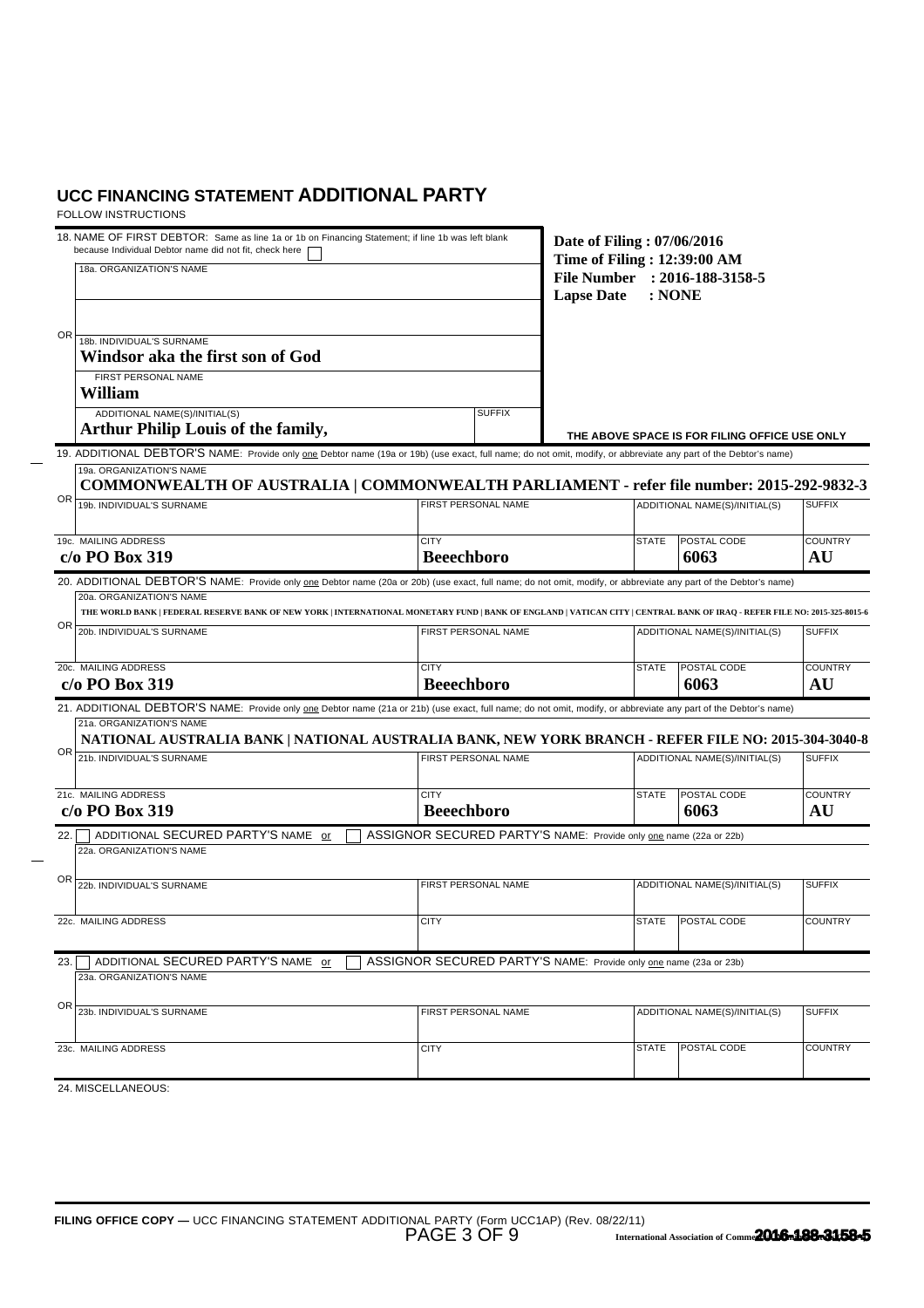## UCC FINANCING STATEMENT ADDITIONAL PARTY

FOLLOW INSTRUCTIONS

18. NAME OF FIRST DEBTOR: Same as line 1a or 1b on Financing Statement; if line 1b was left blank because Individual Debtor name did not fit, check here ☐

18a. ORGANIZATION'S NAME

OR

18b. INDIVIDUAL'S SURNAME
**Windsor aka the first son of God**

FIRST PERSONAL NAME
**William**

ADDITIONAL NAME(S)/INITIAL(S)
**Arthur Philip Louis of the family,**

SUFFIX

**Date of Filing : 07/06/2016**
**Time of Filing : 12:39:00 AM**
**File Number : 2016-188-3158-5**
**Lapse Date : NONE**

THE ABOVE SPACE IS FOR FILING OFFICE USE ONLY

19. ADDITIONAL DEBTOR'S NAME: Provide only one Debtor name (19a or 19b) (use exact, full name; do not omit, modify, or abbreviate any part of the Debtor's name)

19a. ORGANIZATION'S NAME
**COMMONWEALTH OF AUSTRALIA | COMMONWEALTH PARLIAMENT - refer file number: 2015-292-9832-3**

OR

| 19b. INDIVIDUAL'S SURNAME | FIRST PERSONAL NAME | | ADDITIONAL NAME(S)/INITIAL(S) | SUFFIX |
|---|---|---|---|---|
| | | | | |
| **19c. MAILING ADDRESS** | **CITY** | **STATE** | **POSTAL CODE** | **COUNTRY** |
| c/o PO Box 319 | Beeechboro | | 6063 | AU |

20. ADDITIONAL DEBTOR'S NAME: Provide only one Debtor name (20a or 20b) (use exact, full name; do not omit, modify, or abbreviate any part of the Debtor's name)

20a. ORGANIZATION'S NAME
**THE WORLD BANK | FEDERAL RESERVE BANK OF NEW YORK | INTERNATIONAL MONETARY FUND | BANK OF ENGLAND | VATICAN CITY | CENTRAL BANK OF IRAQ - REFER FILE NO: 2015-325-8015-6**

OR

| 20b. INDIVIDUAL'S SURNAME | FIRST PERSONAL NAME | | ADDITIONAL NAME(S)/INITIAL(S) | SUFFIX |
|---|---|---|---|---|
| | | | | |
| **20c. MAILING ADDRESS** | **CITY** | **STATE** | **POSTAL CODE** | **COUNTRY** |
| c/o PO Box 319 | Beeechboro | | 6063 | AU |

21. ADDITIONAL DEBTOR'S NAME: Provide only one Debtor name (21a or 21b) (use exact, full name; do not omit, modify, or abbreviate any part of the Debtor's name)

21a. ORGANIZATION'S NAME
**NATIONAL AUSTRALIA BANK | NATIONAL AUSTRALIA BANK, NEW YORK BRANCH - REFER FILE NO: 2015-304-3040-8**

OR

| 21b. INDIVIDUAL'S SURNAME | FIRST PERSONAL NAME | | ADDITIONAL NAME(S)/INITIAL(S) | SUFFIX |
|---|---|---|---|---|
| | | | | |
| **21c. MAILING ADDRESS** | **CITY** | **STATE** | **POSTAL CODE** | **COUNTRY** |
| c/o PO Box 319 | Beeechboro | | 6063 | AU |

22. ☐ ADDITIONAL SECURED PARTY'S NAME or ☐ ASSIGNOR SECURED PARTY'S NAME: Provide only one name (22a or 22b)

22a. ORGANIZATION'S NAME

OR

| 22b. INDIVIDUAL'S SURNAME | FIRST PERSONAL NAME | | ADDITIONAL NAME(S)/INITIAL(S) | SUFFIX |
|---|---|---|---|---|
| | | | | |
| **22c. MAILING ADDRESS** | **CITY** | **STATE** | **POSTAL CODE** | **COUNTRY** |
| | | | | |

23. ☐ ADDITIONAL SECURED PARTY'S NAME or ☐ ASSIGNOR SECURED PARTY'S NAME: Provide only one name (23a or 23b)

23a. ORGANIZATION'S NAME

OR

| 23b. INDIVIDUAL'S SURNAME | FIRST PERSONAL NAME | | ADDITIONAL NAME(S)/INITIAL(S) | SUFFIX |
|---|---|---|---|---|
| | | | | |
| **23c. MAILING ADDRESS** | **CITY** | **STATE** | **POSTAL CODE** | **COUNTRY** |
| | | | | |

24. MISCELLANEOUS:

**FILING OFFICE COPY —** UCC FINANCING STATEMENT ADDITIONAL PARTY (Form UCC1AP) (Rev. 08/22/11)

International Association of Commercial Administrators (IACA) **2016-188-3158-5**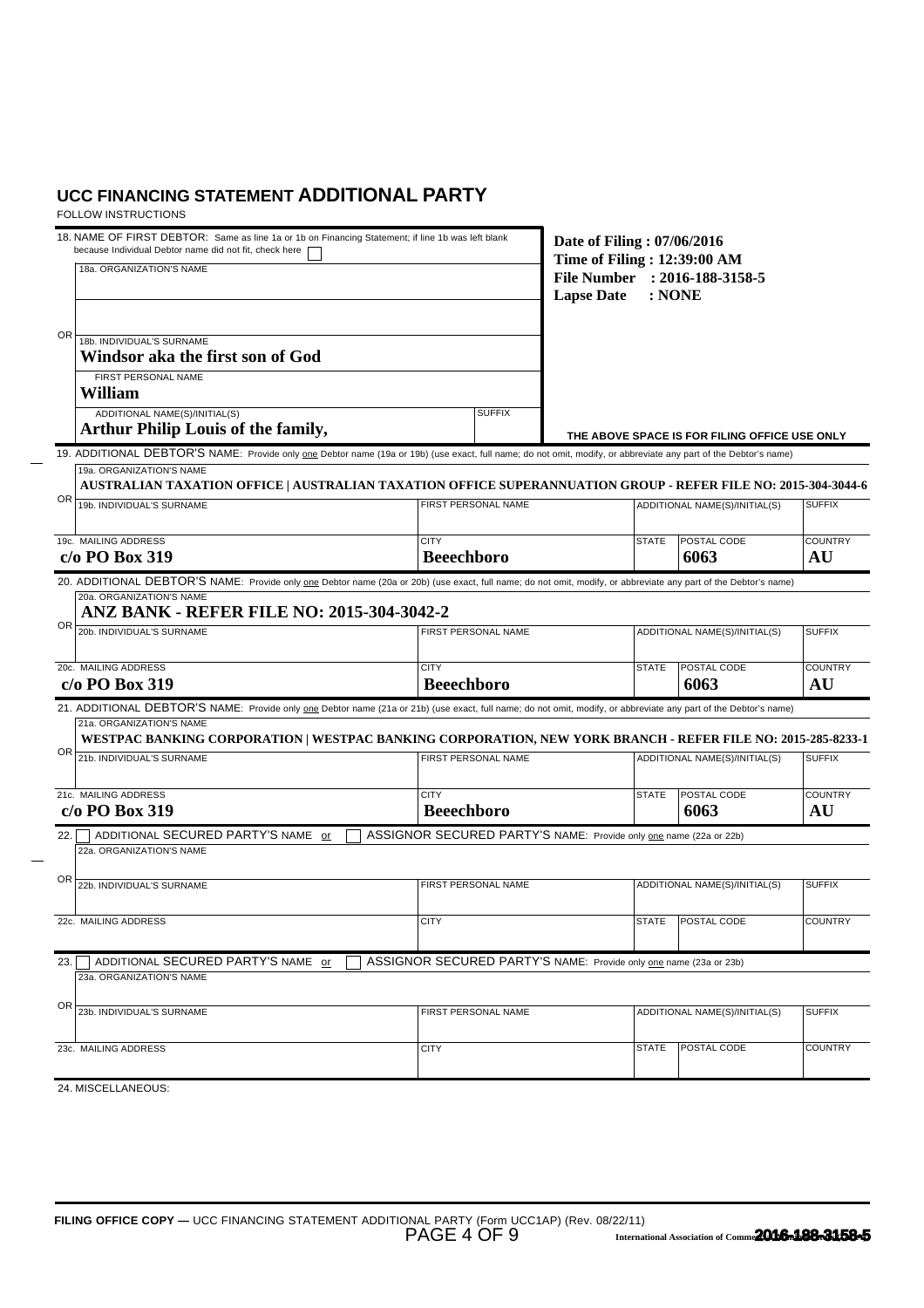## UCC FINANCING STATEMENT ADDITIONAL PARTY

FOLLOW INSTRUCTIONS

18. NAME OF FIRST DEBTOR: Same as line 1a or 1b on Financing Statement; if line 1b was left blank because Individual Debtor name did not fit, check here ☐

18a. ORGANIZATION'S NAME

OR

| 18b. INDIVIDUAL'S SURNAME | FIRST PERSONAL NAME | ADDITIONAL NAME(S)/INITIAL(S) | SUFFIX |
|---|---|---|---|
| **Windsor aka the first son of God** | **William** | **Arthur Philip Louis of the family,** | |

**Date of Filing : 07/06/2016**
**Time of Filing : 12:39:00 AM**
**File Number : 2016-188-3158-5**
**Lapse Date : NONE**

THE ABOVE SPACE IS FOR FILING OFFICE USE ONLY

19. ADDITIONAL DEBTOR'S NAME: Provide only one Debtor name (19a or 19b) (use exact, full name; do not omit, modify, or abbreviate any part of the Debtor's name)

19a. ORGANIZATION'S NAME
**AUSTRALIAN TAXATION OFFICE | AUSTRALIAN TAXATION OFFICE SUPERANNUATION GROUP - REFER FILE NO: 2015-304-3044-6**

OR

| 19b. INDIVIDUAL'S SURNAME | FIRST PERSONAL NAME | ADDITIONAL NAME(S)/INITIAL(S) | SUFFIX |
|---|---|---|---|
| | | | |

| 19c. MAILING ADDRESS | CITY | STATE | POSTAL CODE | COUNTRY |
|---|---|---|---|---|
| **c/o PO Box 319** | **Beeechboro** | | **6063** | **AU** |

20. ADDITIONAL DEBTOR'S NAME: Provide only one Debtor name (20a or 20b) (use exact, full name; do not omit, modify, or abbreviate any part of the Debtor's name)

20a. ORGANIZATION'S NAME
**ANZ BANK - REFER FILE NO: 2015-304-3042-2**

OR

| 20b. INDIVIDUAL'S SURNAME | FIRST PERSONAL NAME | ADDITIONAL NAME(S)/INITIAL(S) | SUFFIX |
|---|---|---|---|
| | | | |

| 20c. MAILING ADDRESS | CITY | STATE | POSTAL CODE | COUNTRY |
|---|---|---|---|---|
| **c/o PO Box 319** | **Beeechboro** | | **6063** | **AU** |

21. ADDITIONAL DEBTOR'S NAME: Provide only one Debtor name (21a or 21b) (use exact, full name; do not omit, modify, or abbreviate any part of the Debtor's name)

21a. ORGANIZATION'S NAME
**WESTPAC BANKING CORPORATION | WESTPAC BANKING CORPORATION, NEW YORK BRANCH - REFER FILE NO: 2015-285-8233-1**

OR

| 21b. INDIVIDUAL'S SURNAME | FIRST PERSONAL NAME | ADDITIONAL NAME(S)/INITIAL(S) | SUFFIX |
|---|---|---|---|
| | | | |

| 21c. MAILING ADDRESS | CITY | STATE | POSTAL CODE | COUNTRY |
|---|---|---|---|---|
| **c/o PO Box 319** | **Beeechboro** | | **6063** | **AU** |

22. ☐ ADDITIONAL SECURED PARTY'S NAME or ☐ ASSIGNOR SECURED PARTY'S NAME: Provide only one name (22a or 22b)

22a. ORGANIZATION'S NAME

OR

| 22b. INDIVIDUAL'S SURNAME | FIRST PERSONAL NAME | ADDITIONAL NAME(S)/INITIAL(S) | SUFFIX |
|---|---|---|---|
| | | | |

| 22c. MAILING ADDRESS | CITY | STATE | POSTAL CODE | COUNTRY |
|---|---|---|---|---|
| | | | | |

23. ☐ ADDITIONAL SECURED PARTY'S NAME or ☐ ASSIGNOR SECURED PARTY'S NAME: Provide only one name (23a or 23b)

23a. ORGANIZATION'S NAME

OR

| 23b. INDIVIDUAL'S SURNAME | FIRST PERSONAL NAME | ADDITIONAL NAME(S)/INITIAL(S) | SUFFIX |
|---|---|---|---|
| | | | |

| 23c. MAILING ADDRESS | CITY | STATE | POSTAL CODE | COUNTRY |
|---|---|---|---|---|
| | | | | |

24. MISCELLANEOUS:

**FILING OFFICE COPY —** UCC FINANCING STATEMENT ADDITIONAL PARTY (Form UCC1AP) (Rev. 08/22/11)

International Association of Commercial Administrators **2016-188-3158-5**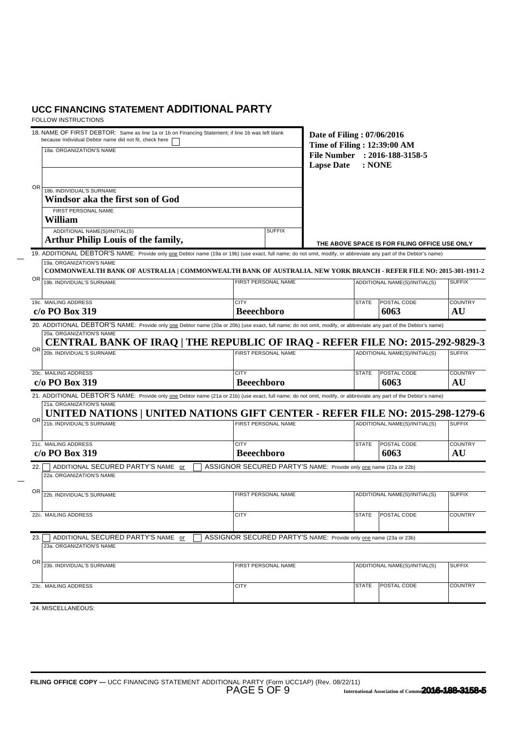## UCC FINANCING STATEMENT ADDITIONAL PARTY

FOLLOW INSTRUCTIONS

18. NAME OF FIRST DEBTOR: Same as line 1a or 1b on Financing Statement; if line 1b was left blank because Individual Debtor name did not fit, check here ☐

18a. ORGANIZATION'S NAME

OR

| 18b. INDIVIDUAL'S SURNAME | | |
|---|---|---|
| **Windsor aka the first son of God** | | |
| FIRST PERSONAL NAME | | |
| **William** | | |
| ADDITIONAL NAME(S)/INITIAL(S) | | SUFFIX |
| **Arthur Philip Louis of the family,** | | |

**Date of Filing : 07/06/2016**
**Time of Filing : 12:39:00 AM**
**File Number : 2016-188-3158-5**
**Lapse Date : NONE**

THE ABOVE SPACE IS FOR FILING OFFICE USE ONLY

19. ADDITIONAL DEBTOR'S NAME: Provide only one Debtor name (19a or 19b) (use exact, full name; do not omit, modify, or abbreviate any part of the Debtor's name)

19a. ORGANIZATION'S NAME
**COMMONWEALTH BANK OF AUSTRALIA | COMMONWEALTH BANK OF AUSTRALIA. NEW YORK BRANCH - REFER FILE NO: 2015-301-1911-2**

OR

| 19b. INDIVIDUAL'S SURNAME | FIRST PERSONAL NAME | ADDITIONAL NAME(S)/INITIAL(S) | SUFFIX |
|---|---|---|---|
| | | | |

| 19c. MAILING ADDRESS | CITY | STATE | POSTAL CODE | COUNTRY |
|---|---|---|---|---|
| **c/o PO Box 319** | **Beeechboro** | | **6063** | **AU** |

20. ADDITIONAL DEBTOR'S NAME: Provide only one Debtor name (20a or 20b) (use exact, full name; do not omit, modify, or abbreviate any part of the Debtor's name)

20a. ORGANIZATION'S NAME
**CENTRAL BANK OF IRAQ | THE REPUBLIC OF IRAQ - REFER FILE NO: 2015-292-9829-3**

OR

| 20b. INDIVIDUAL'S SURNAME | FIRST PERSONAL NAME | ADDITIONAL NAME(S)/INITIAL(S) | SUFFIX |
|---|---|---|---|
| | | | |

| 20c. MAILING ADDRESS | CITY | STATE | POSTAL CODE | COUNTRY |
|---|---|---|---|---|
| **c/o PO Box 319** | **Beeechboro** | | **6063** | **AU** |

21. ADDITIONAL DEBTOR'S NAME: Provide only one Debtor name (21a or 21b) (use exact, full name; do not omit, modify, or abbreviate any part of the Debtor's name)

21a. ORGANIZATION'S NAME
**UNITED NATIONS | UNITED NATIONS GIFT CENTER - REFER FILE NO: 2015-298-1279-6**

OR

| 21b. INDIVIDUAL'S SURNAME | FIRST PERSONAL NAME | ADDITIONAL NAME(S)/INITIAL(S) | SUFFIX |
|---|---|---|---|
| | | | |

| 21c. MAILING ADDRESS | CITY | STATE | POSTAL CODE | COUNTRY |
|---|---|---|---|---|
| **c/o PO Box 319** | **Beeechboro** | | **6063** | **AU** |

22. ☐ ADDITIONAL SECURED PARTY'S NAME or ☐ ASSIGNOR SECURED PARTY'S NAME: Provide only one name (22a or 22b)

22a. ORGANIZATION'S NAME

OR

| 22b. INDIVIDUAL'S SURNAME | FIRST PERSONAL NAME | ADDITIONAL NAME(S)/INITIAL(S) | SUFFIX |
|---|---|---|---|
| | | | |

| 22c. MAILING ADDRESS | CITY | STATE | POSTAL CODE | COUNTRY |
|---|---|---|---|---|
| | | | | |

23. ☐ ADDITIONAL SECURED PARTY'S NAME or ☐ ASSIGNOR SECURED PARTY'S NAME: Provide only one name (23a or 23b)

23a. ORGANIZATION'S NAME

OR

| 23b. INDIVIDUAL'S SURNAME | FIRST PERSONAL NAME | ADDITIONAL NAME(S)/INITIAL(S) | SUFFIX |
|---|---|---|---|
| | | | |

| 23c. MAILING ADDRESS | CITY | STATE | POSTAL CODE | COUNTRY |
|---|---|---|---|---|
| | | | | |

24. MISCELLANEOUS:

FILING OFFICE COPY — UCC FINANCING STATEMENT ADDITIONAL PARTY (Form UCC1AP) (Rev. 08/22/11)

International Association of Commercial Administrators (IACA) **2016-188-3158-5**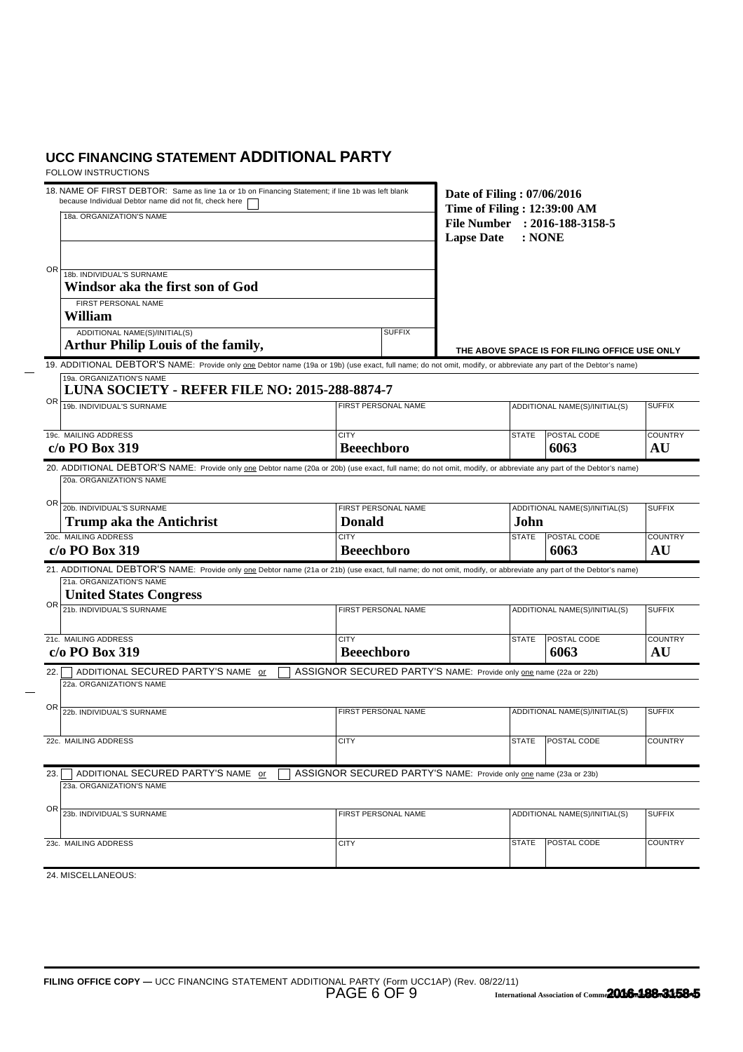## UCC FINANCING STATEMENT **ADDITIONAL PARTY**

FOLLOW INSTRUCTIONS

18. NAME OF FIRST DEBTOR: Same as line 1a or 1b on Financing Statement; if line 1b was left blank because Individual Debtor name did not fit, check here ☐

18a. ORGANIZATION'S NAME

OR

18b. INDIVIDUAL'S SURNAME
**Windsor aka the first son of God**

FIRST PERSONAL NAME
**William**

ADDITIONAL NAME(S)/INITIAL(S)
**Arthur Philip Louis of the family,**

SUFFIX

**Date of Filing : 07/06/2016**
**Time of Filing : 12:39:00 AM**
**File Number : 2016-188-3158-5**
**Lapse Date : NONE**

THE ABOVE SPACE IS FOR FILING OFFICE USE ONLY

19. ADDITIONAL DEBTOR'S NAME: Provide only one Debtor name (19a or 19b) (use exact, full name; do not omit, modify, or abbreviate any part of the Debtor's name)

19a. ORGANIZATION'S NAME
**LUNA SOCIETY - REFER FILE NO: 2015-288-8874-7**

OR

| 19b. INDIVIDUAL'S SURNAME | FIRST PERSONAL NAME | ADDITIONAL NAME(S)/INITIAL(S) | | SUFFIX |
|---|---|---|---|---|
| | | | | |
| **19c. MAILING ADDRESS** | **CITY** | **STATE** | **POSTAL CODE** | **COUNTRY** |
| c/o PO Box 319 | Beeechboro | | 6063 | AU |

20. ADDITIONAL DEBTOR'S NAME: Provide only one Debtor name (20a or 20b) (use exact, full name; do not omit, modify, or abbreviate any part of the Debtor's name)

20a. ORGANIZATION'S NAME

OR

| 20b. INDIVIDUAL'S SURNAME | FIRST PERSONAL NAME | ADDITIONAL NAME(S)/INITIAL(S) | | SUFFIX |
|---|---|---|---|---|
| Trump aka the Antichrist | Donald | John | | |
| **20c. MAILING ADDRESS** | **CITY** | **STATE** | **POSTAL CODE** | **COUNTRY** |
| c/o PO Box 319 | Beeechboro | | 6063 | AU |

21. ADDITIONAL DEBTOR'S NAME: Provide only one Debtor name (21a or 21b) (use exact, full name; do not omit, modify, or abbreviate any part of the Debtor's name)

21a. ORGANIZATION'S NAME
**United States Congress**

OR

| 21b. INDIVIDUAL'S SURNAME | FIRST PERSONAL NAME | ADDITIONAL NAME(S)/INITIAL(S) | | SUFFIX |
|---|---|---|---|---|
| | | | | |
| **21c. MAILING ADDRESS** | **CITY** | **STATE** | **POSTAL CODE** | **COUNTRY** |
| c/o PO Box 319 | Beeechboro | | 6063 | AU |

22. ☐ ADDITIONAL SECURED PARTY'S NAME or ☐ ASSIGNOR SECURED PARTY'S NAME: Provide only one name (22a or 22b)

22a. ORGANIZATION'S NAME

OR

| 22b. INDIVIDUAL'S SURNAME | FIRST PERSONAL NAME | ADDITIONAL NAME(S)/INITIAL(S) | | SUFFIX |
|---|---|---|---|---|
| | | | | |
| **22c. MAILING ADDRESS** | **CITY** | **STATE** | **POSTAL CODE** | **COUNTRY** |
| | | | | |

23. ☐ ADDITIONAL SECURED PARTY'S NAME or ☐ ASSIGNOR SECURED PARTY'S NAME: Provide only one name (23a or 23b)

23a. ORGANIZATION'S NAME

OR

| 23b. INDIVIDUAL'S SURNAME | FIRST PERSONAL NAME | ADDITIONAL NAME(S)/INITIAL(S) | | SUFFIX |
|---|---|---|---|---|
| | | | | |
| **23c. MAILING ADDRESS** | **CITY** | **STATE** | **POSTAL CODE** | **COUNTRY** |
| | | | | |

24. MISCELLANEOUS:

**FILING OFFICE COPY —** UCC FINANCING STATEMENT ADDITIONAL PARTY (Form UCC1AP) (Rev. 08/22/11)

International Association of Commercial Administrators **2016-188-3158-5**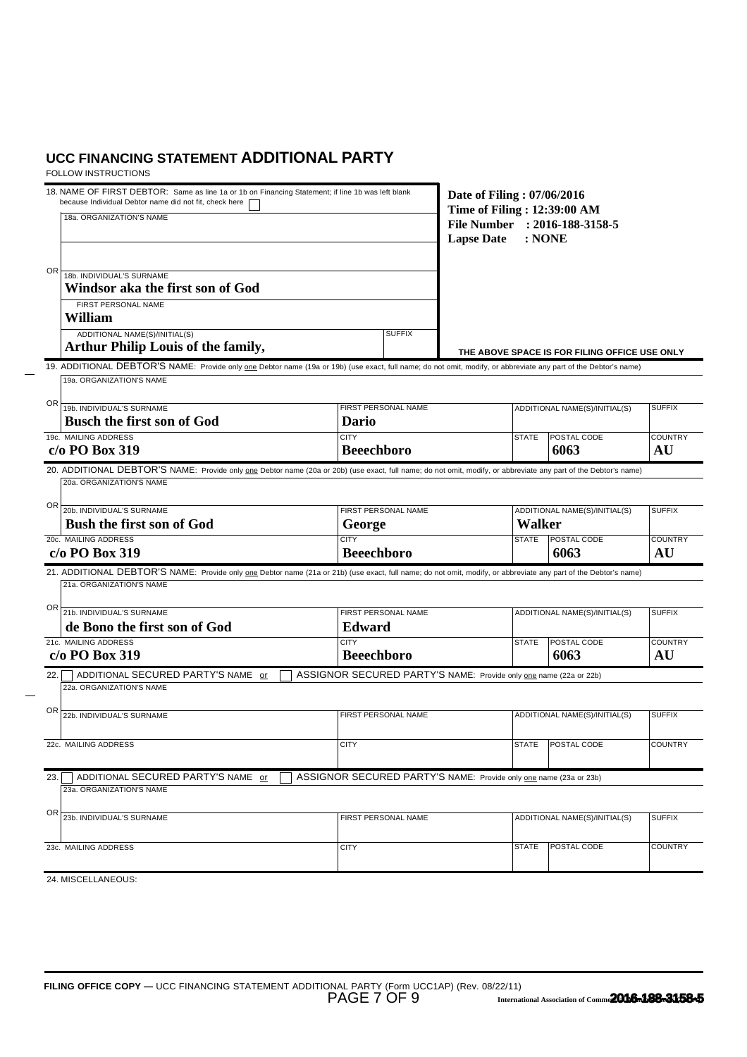## UCC FINANCING STATEMENT **ADDITIONAL PARTY**

FOLLOW INSTRUCTIONS

18. NAME OF FIRST DEBTOR: Same as line 1a or 1b on Financing Statement; if line 1b was left blank because Individual Debtor name did not fit, check here ☐

18a. ORGANIZATION'S NAME

OR

18b. INDIVIDUAL'S SURNAME
**Windsor aka the first son of God**

FIRST PERSONAL NAME
**William**

ADDITIONAL NAME(S)/INITIAL(S)
**Arthur Philip Louis of the family,**

SUFFIX

**Date of Filing : 07/06/2016**
**Time of Filing : 12:39:00 AM**
**File Number : 2016-188-3158-5**
**Lapse Date : NONE**

THE ABOVE SPACE IS FOR FILING OFFICE USE ONLY

19. ADDITIONAL DEBTOR'S NAME: Provide only one Debtor name (19a or 19b) (use exact, full name; do not omit, modify, or abbreviate any part of the Debtor's name)

19a. ORGANIZATION'S NAME

OR

| 19b. INDIVIDUAL'S SURNAME | FIRST PERSONAL NAME | ADDITIONAL NAME(S)/INITIAL(S) | | SUFFIX |
|---|---|---|---|---|
| **Busch the first son of God** | **Dario** | | | |
| **19c. MAILING ADDRESS** | **CITY** | **STATE** | **POSTAL CODE** | **COUNTRY** |
| **c/o PO Box 319** | **Beeechboro** | | **6063** | **AU** |

20. ADDITIONAL DEBTOR'S NAME: Provide only one Debtor name (20a or 20b) (use exact, full name; do not omit, modify, or abbreviate any part of the Debtor's name)

20a. ORGANIZATION'S NAME

OR

| 20b. INDIVIDUAL'S SURNAME | FIRST PERSONAL NAME | ADDITIONAL NAME(S)/INITIAL(S) | | SUFFIX |
|---|---|---|---|---|
| **Bush the first son of God** | **George** | **Walker** | | |
| **20c. MAILING ADDRESS** | **CITY** | **STATE** | **POSTAL CODE** | **COUNTRY** |
| **c/o PO Box 319** | **Beeechboro** | | **6063** | **AU** |

21. ADDITIONAL DEBTOR'S NAME: Provide only one Debtor name (21a or 21b) (use exact, full name; do not omit, modify, or abbreviate any part of the Debtor's name)

21a. ORGANIZATION'S NAME

OR

| 21b. INDIVIDUAL'S SURNAME | FIRST PERSONAL NAME | ADDITIONAL NAME(S)/INITIAL(S) | | SUFFIX |
|---|---|---|---|---|
| **de Bono the first son of God** | **Edward** | | | |
| **21c. MAILING ADDRESS** | **CITY** | **STATE** | **POSTAL CODE** | **COUNTRY** |
| **c/o PO Box 319** | **Beeechboro** | | **6063** | **AU** |

22. ☐ ADDITIONAL SECURED PARTY'S NAME or ☐ ASSIGNOR SECURED PARTY'S NAME: Provide only one name (22a or 22b)

22a. ORGANIZATION'S NAME

OR

| 22b. INDIVIDUAL'S SURNAME | FIRST PERSONAL NAME | ADDITIONAL NAME(S)/INITIAL(S) | | SUFFIX |
|---|---|---|---|---|
| | | | | |
| **22c. MAILING ADDRESS** | **CITY** | **STATE** | **POSTAL CODE** | **COUNTRY** |
| | | | | |

23. ☐ ADDITIONAL SECURED PARTY'S NAME or ☐ ASSIGNOR SECURED PARTY'S NAME: Provide only one name (23a or 23b)

23a. ORGANIZATION'S NAME

OR

| 23b. INDIVIDUAL'S SURNAME | FIRST PERSONAL NAME | ADDITIONAL NAME(S)/INITIAL(S) | | SUFFIX |
|---|---|---|---|---|
| | | | | |
| **23c. MAILING ADDRESS** | **CITY** | **STATE** | **POSTAL CODE** | **COUNTRY** |
| | | | | |

24. MISCELLANEOUS:

**FILING OFFICE COPY —** UCC FINANCING STATEMENT ADDITIONAL PARTY (Form UCC1AP) (Rev. 08/22/11)

International Association of Commercial Administrators **2016-188-3158-5**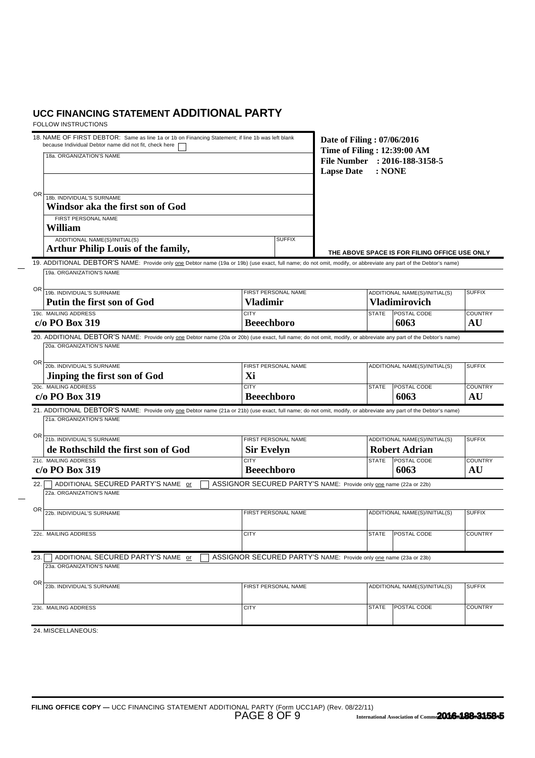## UCC FINANCING STATEMENT ADDITIONAL PARTY

FOLLOW INSTRUCTIONS

18. NAME OF FIRST DEBTOR: Same as line 1a or 1b on Financing Statement; if line 1b was left blank because Individual Debtor name did not fit, check here ☐

| 18a. ORGANIZATION'S NAME | |
|---|---|
| | |
| **OR** 18b. INDIVIDUAL'S SURNAME | |
| **Windsor aka the first son of God** | |
| FIRST PERSONAL NAME | |
| **William** | |
| ADDITIONAL NAME(S)/INITIAL(S) | SUFFIX |
| **Arthur Philip Louis of the family,** | |

**Date of Filing : 07/06/2016**
**Time of Filing : 12:39:00 AM**
**File Number : 2016-188-3158-5**
**Lapse Date : NONE**

THE ABOVE SPACE IS FOR FILING OFFICE USE ONLY

19. ADDITIONAL DEBTOR'S NAME: Provide only one Debtor name (19a or 19b) (use exact, full name; do not omit, modify, or abbreviate any part of the Debtor's name)

| 19a. ORGANIZATION'S NAME | | | | |
|---|---|---|---|---|
| **OR** 19b. INDIVIDUAL'S SURNAME | FIRST PERSONAL NAME | | ADDITIONAL NAME(S)/INITIAL(S) | SUFFIX |
| **Putin the first son of God** | **Vladimir** | | **Vladimirovich** | |
| 19c. MAILING ADDRESS | CITY | STATE | POSTAL CODE | COUNTRY |
| **c/o PO Box 319** | **Beeechboro** | | **6063** | **AU** |

20. ADDITIONAL DEBTOR'S NAME: Provide only one Debtor name (20a or 20b) (use exact, full name; do not omit, modify, or abbreviate any part of the Debtor's name)

| 20a. ORGANIZATION'S NAME | | | | |
|---|---|---|---|---|
| **OR** 20b. INDIVIDUAL'S SURNAME | FIRST PERSONAL NAME | | ADDITIONAL NAME(S)/INITIAL(S) | SUFFIX |
| **Jinping the first son of God** | **Xi** | | | |
| 20c. MAILING ADDRESS | CITY | STATE | POSTAL CODE | COUNTRY |
| **c/o PO Box 319** | **Beeechboro** | | **6063** | **AU** |

21. ADDITIONAL DEBTOR'S NAME: Provide only one Debtor name (21a or 21b) (use exact, full name; do not omit, modify, or abbreviate any part of the Debtor's name)

| 21a. ORGANIZATION'S NAME | | | | |
|---|---|---|---|---|
| **OR** 21b. INDIVIDUAL'S SURNAME | FIRST PERSONAL NAME | | ADDITIONAL NAME(S)/INITIAL(S) | SUFFIX |
| **de Rothschild the first son of God** | **Sir Evelyn** | | **Robert Adrian** | |
| 21c. MAILING ADDRESS | CITY | STATE | POSTAL CODE | COUNTRY |
| **c/o PO Box 319** | **Beeechboro** | | **6063** | **AU** |

22. ☐ ADDITIONAL SECURED PARTY'S NAME or ☐ ASSIGNOR SECURED PARTY'S NAME: Provide only one name (22a or 22b)

| 22a. ORGANIZATION'S NAME | | | | |
|---|---|---|---|---|
| **OR** 22b. INDIVIDUAL'S SURNAME | FIRST PERSONAL NAME | | ADDITIONAL NAME(S)/INITIAL(S) | SUFFIX |
| 22c. MAILING ADDRESS | CITY | STATE | POSTAL CODE | COUNTRY |

23. ☐ ADDITIONAL SECURED PARTY'S NAME or ☐ ASSIGNOR SECURED PARTY'S NAME: Provide only one name (23a or 23b)

| 23a. ORGANIZATION'S NAME | | | | |
|---|---|---|---|---|
| **OR** 23b. INDIVIDUAL'S SURNAME | FIRST PERSONAL NAME | | ADDITIONAL NAME(S)/INITIAL(S) | SUFFIX |
| 23c. MAILING ADDRESS | CITY | STATE | POSTAL CODE | COUNTRY |

24. MISCELLANEOUS:

**FILING OFFICE COPY —** UCC FINANCING STATEMENT ADDITIONAL PARTY (Form UCC1AP) (Rev. 08/22/11)

International Association of Commercial Administrators **2016-188-3158-5**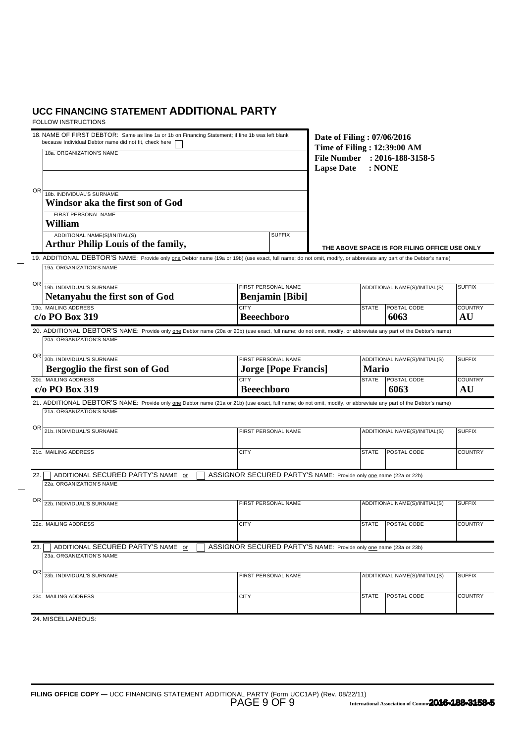# UCC FINANCING STATEMENT ADDITIONAL PARTY

FOLLOW INSTRUCTIONS

18. NAME OF FIRST DEBTOR: Same as line 1a or 1b on Financing Statement; if line 1b was left blank because Individual Debtor name did not fit, check here ☐

18a. ORGANIZATION'S NAME

OR

18b. INDIVIDUAL'S SURNAME
**Windsor aka the first son of God**

FIRST PERSONAL NAME
**William**

ADDITIONAL NAME(S)/INITIAL(S)
**Arthur Philip Louis of the family,**

SUFFIX

**Date of Filing : 07/06/2016**
**Time of Filing : 12:39:00 AM**
**File Number : 2016-188-3158-5**
**Lapse Date : NONE**

THE ABOVE SPACE IS FOR FILING OFFICE USE ONLY

19. ADDITIONAL DEBTOR'S NAME: Provide only one Debtor name (19a or 19b) (use exact, full name; do not omit, modify, or abbreviate any part of the Debtor's name)

19a. ORGANIZATION'S NAME

OR

| 19b. INDIVIDUAL'S SURNAME | FIRST PERSONAL NAME | | ADDITIONAL NAME(S)/INITIAL(S) | SUFFIX |
|---|---|---|---|---|
| **Netanyahu the first son of God** | **Benjamin [Bibi]** | | | |
| **19c. MAILING ADDRESS** | **CITY** | **STATE** | **POSTAL CODE** | **COUNTRY** |
| **c/o PO Box 319** | **Beeechboro** | | **6063** | **AU** |

20. ADDITIONAL DEBTOR'S NAME: Provide only one Debtor name (20a or 20b) (use exact, full name; do not omit, modify, or abbreviate any part of the Debtor's name)

20a. ORGANIZATION'S NAME

OR

| 20b. INDIVIDUAL'S SURNAME | FIRST PERSONAL NAME | | ADDITIONAL NAME(S)/INITIAL(S) | SUFFIX |
|---|---|---|---|---|
| **Bergoglio the first son of God** | **Jorge [Pope Francis]** | | **Mario** | |
| **20c. MAILING ADDRESS** | **CITY** | **STATE** | **POSTAL CODE** | **COUNTRY** |
| **c/o PO Box 319** | **Beeechboro** | | **6063** | **AU** |

21. ADDITIONAL DEBTOR'S NAME: Provide only one Debtor name (21a or 21b) (use exact, full name; do not omit, modify, or abbreviate any part of the Debtor's name)

21a. ORGANIZATION'S NAME

OR

| 21b. INDIVIDUAL'S SURNAME | FIRST PERSONAL NAME | | ADDITIONAL NAME(S)/INITIAL(S) | SUFFIX |
|---|---|---|---|---|
| | | | | |
| **21c. MAILING ADDRESS** | **CITY** | **STATE** | **POSTAL CODE** | **COUNTRY** |
| | | | | |

22. ☐ ADDITIONAL SECURED PARTY'S NAME or ☐ ASSIGNOR SECURED PARTY'S NAME: Provide only one name (22a or 22b)

22a. ORGANIZATION'S NAME

OR

| 22b. INDIVIDUAL'S SURNAME | FIRST PERSONAL NAME | | ADDITIONAL NAME(S)/INITIAL(S) | SUFFIX |
|---|---|---|---|---|
| | | | | |
| **22c. MAILING ADDRESS** | **CITY** | **STATE** | **POSTAL CODE** | **COUNTRY** |
| | | | | |

23. ☐ ADDITIONAL SECURED PARTY'S NAME or ☐ ASSIGNOR SECURED PARTY'S NAME: Provide only one name (23a or 23b)

23a. ORGANIZATION'S NAME

OR

| 23b. INDIVIDUAL'S SURNAME | FIRST PERSONAL NAME | | ADDITIONAL NAME(S)/INITIAL(S) | SUFFIX |
|---|---|---|---|---|
| | | | | |
| **23c. MAILING ADDRESS** | **CITY** | **STATE** | **POSTAL CODE** | **COUNTRY** |
| | | | | |

24. MISCELLANEOUS:

FILING OFFICE COPY — UCC FINANCING STATEMENT ADDITIONAL PARTY (Form UCC1AP) (Rev. 08/22/11)

International Association of Commercial Administrators (IACA) **2016-188-3158-5**